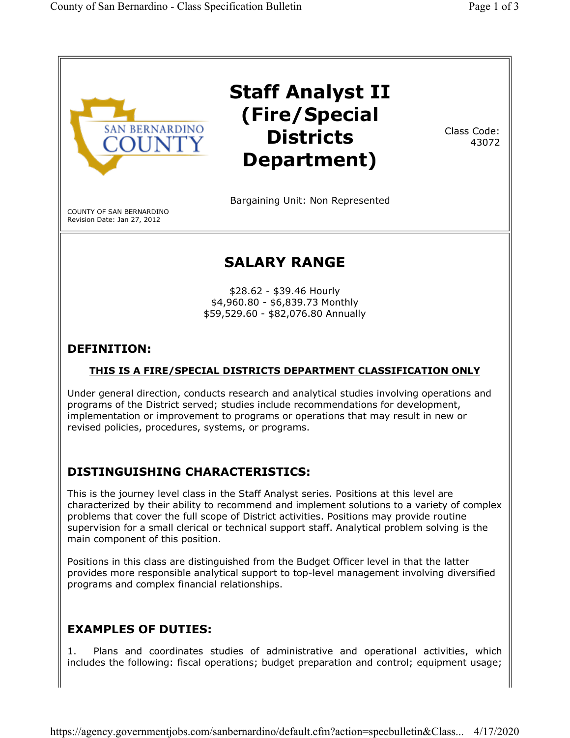# Staff Analyst II (Fire/Special Districts Department)

Class Code: 43072

Bargaining Unit: Non Represented

COUNTY OF SAN BERNARDINO
Revision Date: Jan 27, 2012

## SALARY RANGE

$28.62 - $39.46 Hourly
$4,960.80 - $6,839.73 Monthly
$59,529.60 - $82,076.80 Annually

## DEFINITION:

**THIS IS A FIRE/SPECIAL DISTRICTS DEPARTMENT CLASSIFICATION ONLY**

Under general direction, conducts research and analytical studies involving operations and programs of the District served; studies include recommendations for development, implementation or improvement to programs or operations that may result in new or revised policies, procedures, systems, or programs.

## DISTINGUISHING CHARACTERISTICS:

This is the journey level class in the Staff Analyst series. Positions at this level are characterized by their ability to recommend and implement solutions to a variety of complex problems that cover the full scope of District activities. Positions may provide routine supervision for a small clerical or technical support staff. Analytical problem solving is the main component of this position.

Positions in this class are distinguished from the Budget Officer level in that the latter provides more responsible analytical support to top-level management involving diversified programs and complex financial relationships.

## EXAMPLES OF DUTIES:

1. Plans and coordinates studies of administrative and operational activities, which includes the following: fiscal operations; budget preparation and control; equipment usage;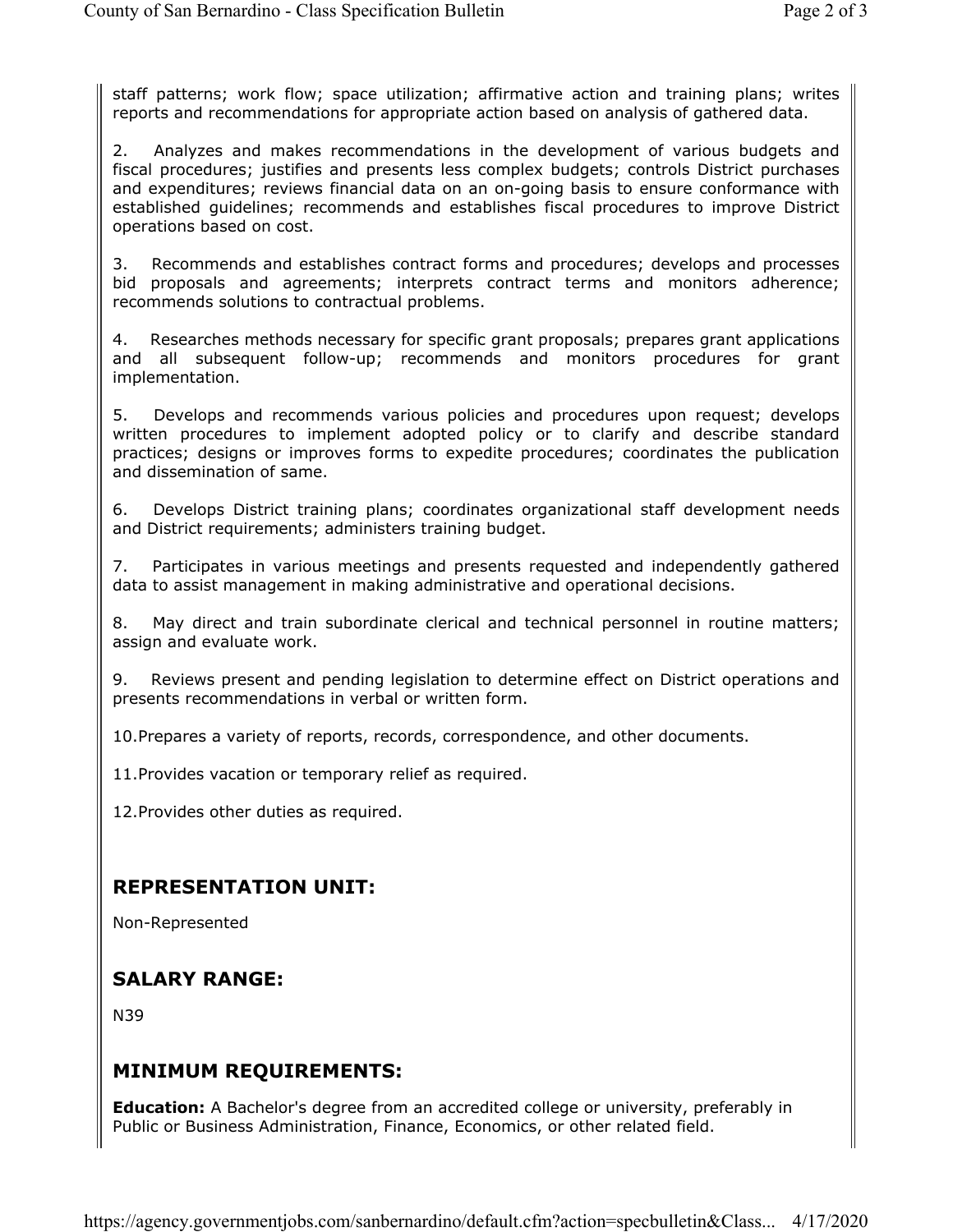staff patterns; work flow; space utilization; affirmative action and training plans; writes reports and recommendations for appropriate action based on analysis of gathered data.

2. Analyzes and makes recommendations in the development of various budgets and fiscal procedures; justifies and presents less complex budgets; controls District purchases and expenditures; reviews financial data on an on-going basis to ensure conformance with established guidelines; recommends and establishes fiscal procedures to improve District operations based on cost.

3. Recommends and establishes contract forms and procedures; develops and processes bid proposals and agreements; interprets contract terms and monitors adherence; recommends solutions to contractual problems.

4. Researches methods necessary for specific grant proposals; prepares grant applications and all subsequent follow-up; recommends and monitors procedures for grant implementation.

5. Develops and recommends various policies and procedures upon request; develops written procedures to implement adopted policy or to clarify and describe standard practices; designs or improves forms to expedite procedures; coordinates the publication and dissemination of same.

6. Develops District training plans; coordinates organizational staff development needs and District requirements; administers training budget.

7. Participates in various meetings and presents requested and independently gathered data to assist management in making administrative and operational decisions.

8. May direct and train subordinate clerical and technical personnel in routine matters; assign and evaluate work.

9. Reviews present and pending legislation to determine effect on District operations and presents recommendations in verbal or written form.

10. Prepares a variety of reports, records, correspondence, and other documents.

11. Provides vacation or temporary relief as required.

12. Provides other duties as required.

## REPRESENTATION UNIT:

Non-Represented

## SALARY RANGE:

N39

## MINIMUM REQUIREMENTS:

**Education:** A Bachelor's degree from an accredited college or university, preferably in Public or Business Administration, Finance, Economics, or other related field.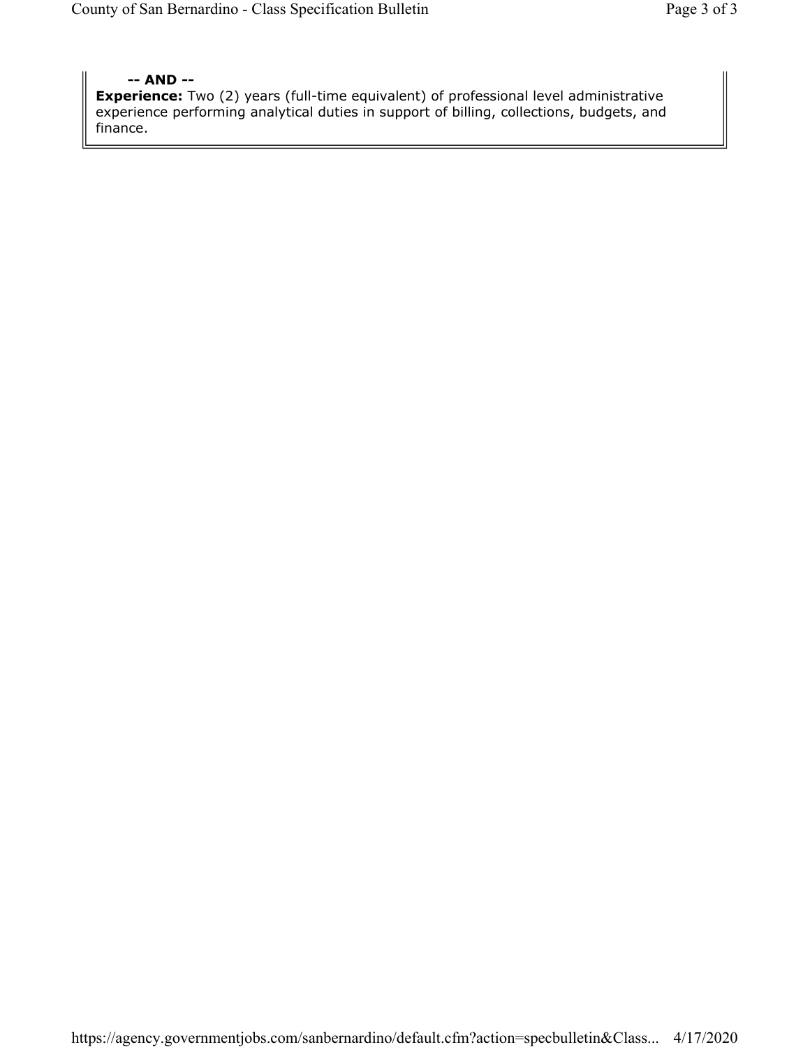**-- AND --**

**Experience:** Two (2) years (full-time equivalent) of professional level administrative experience performing analytical duties in support of billing, collections, budgets, and finance.